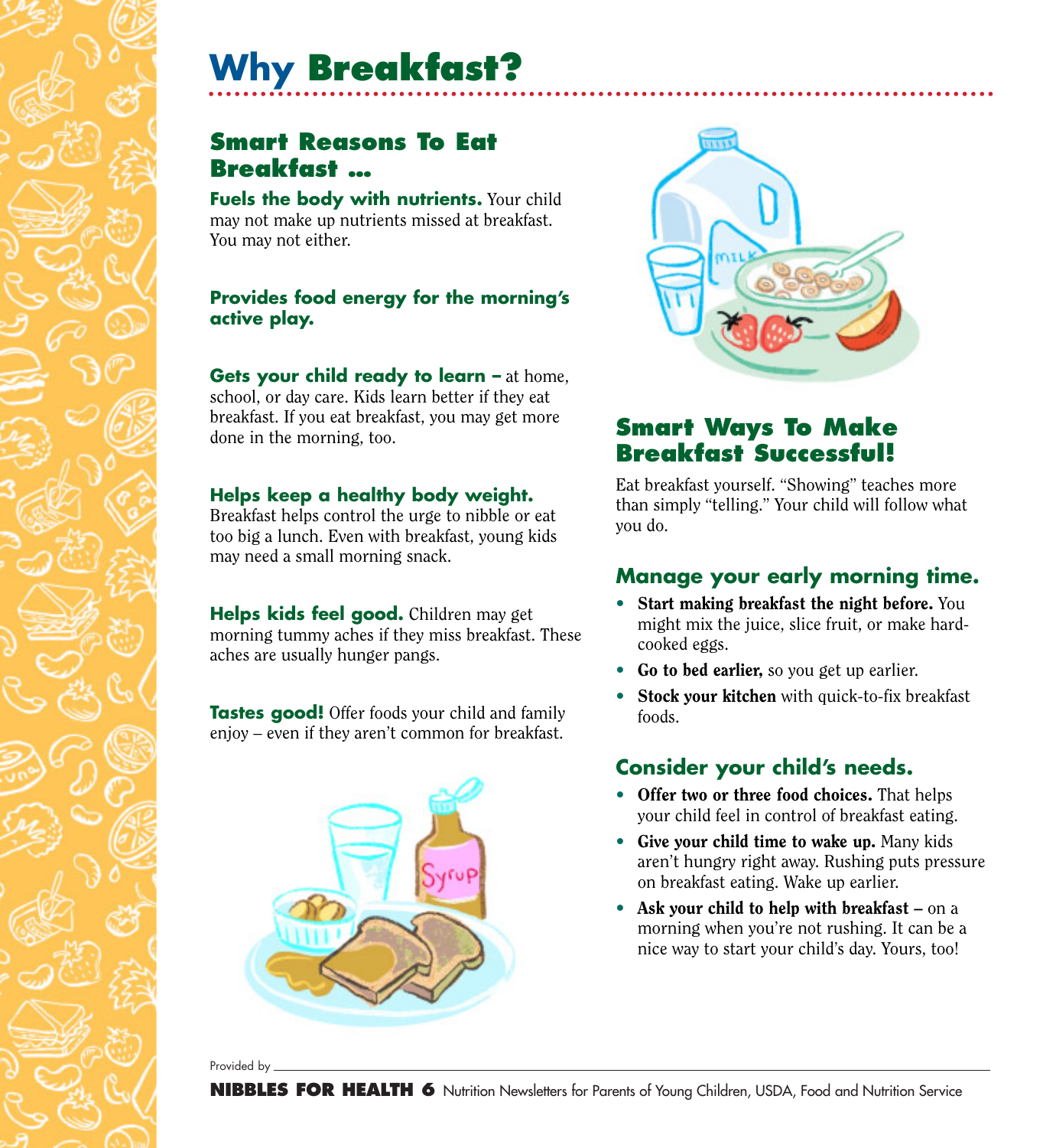# Why Breakfast?

## Smart Reasons To Eat Breakfast ...

**Fuels the body with nutrients.** Your child may not make up nutrients missed at breakfast. You may not either.

**Provides food energy for the morning's active play.**

**Gets your child ready to learn –** at home, school, or day care. Kids learn better if they eat breakfast. If you eat breakfast, you may get more done in the morning, too.

**Helps keep a healthy body weight.** Breakfast helps control the urge to nibble or eat too big a lunch. Even with breakfast, young kids may need a small morning snack.

**Helps kids feel good.** Children may get morning tummy aches if they miss breakfast. These aches are usually hunger pangs.

**Tastes good!** Offer foods your child and family enjoy – even if they aren't common for breakfast.

## Smart Ways To Make Breakfast Successful!

Eat breakfast yourself. "Showing" teaches more than simply "telling." Your child will follow what you do.

### Manage your early morning time.

- **Start making breakfast the night before.** You might mix the juice, slice fruit, or make hard-cooked eggs.
- **Go to bed earlier,** so you get up earlier.
- **Stock your kitchen** with quick-to-fix breakfast foods.

### Consider your child's needs.

- **Offer two or three food choices.** That helps your child feel in control of breakfast eating.
- **Give your child time to wake up.** Many kids aren't hungry right away. Rushing puts pressure on breakfast eating. Wake up earlier.
- **Ask your child to help with breakfast –** on a morning when you're not rushing. It can be a nice way to start your child's day. Yours, too!

Provided by \_\_\_\_\_\_\_\_\_\_\_\_\_\_\_\_\_\_\_\_

**NIBBLES FOR HEALTH 6** Nutrition Newsletters for Parents of Young Children, USDA, Food and Nutrition Service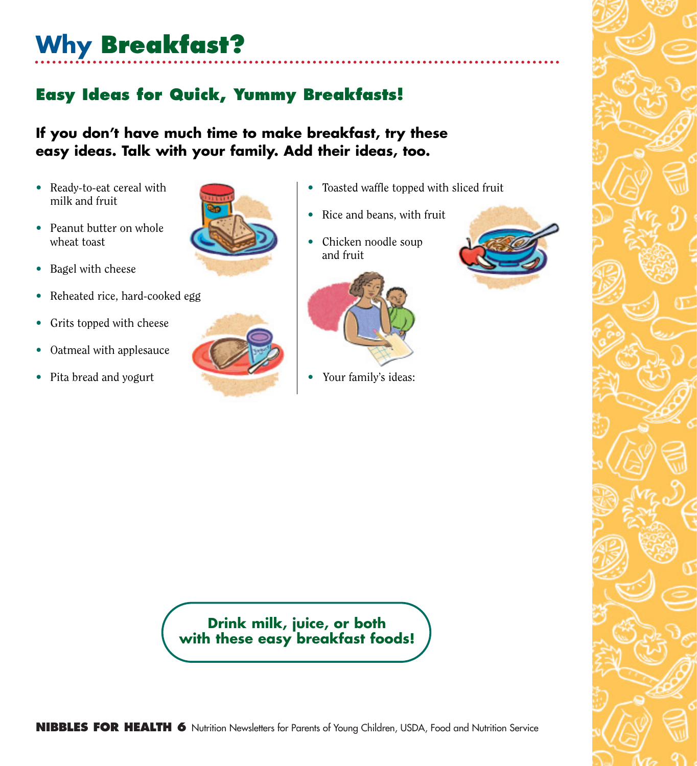# Why Breakfast?

## Easy Ideas for Quick, Yummy Breakfasts!

**If you don't have much time to make breakfast, try these easy ideas. Talk with your family. Add their ideas, too.**

- Ready-to-eat cereal with milk and fruit
- Peanut butter on whole wheat toast
- Bagel with cheese
- Reheated rice, hard-cooked egg
- Grits topped with cheese
- Oatmeal with applesauce
- Pita bread and yogurt
- Toasted waffle topped with sliced fruit
- Rice and beans, with fruit
- Chicken noodle soup and fruit
- Your family's ideas:

**Drink milk, juice, or both with these easy breakfast foods!**

**NIBBLES FOR HEALTH 6** Nutrition Newsletters for Parents of Young Children, USDA, Food and Nutrition Service